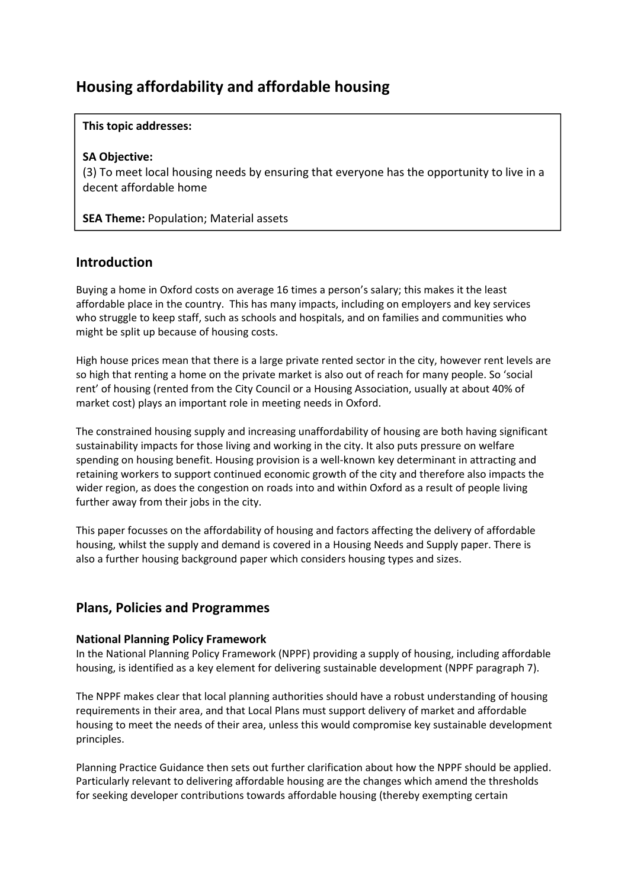# Housing affordability and affordable housing

> **This topic addresses:**
>
> **SA Objective:**
> (3) To meet local housing needs by ensuring that everyone has the opportunity to live in a decent affordable home
>
> **SEA Theme:** Population; Material assets

## Introduction

Buying a home in Oxford costs on average 16 times a person's salary; this makes it the least affordable place in the country. This has many impacts, including on employers and key services who struggle to keep staff, such as schools and hospitals, and on families and communities who might be split up because of housing costs.

High house prices mean that there is a large private rented sector in the city, however rent levels are so high that renting a home on the private market is also out of reach for many people. So 'social rent' of housing (rented from the City Council or a Housing Association, usually at about 40% of market cost) plays an important role in meeting needs in Oxford.

The constrained housing supply and increasing unaffordability of housing are both having significant sustainability impacts for those living and working in the city. It also puts pressure on welfare spending on housing benefit. Housing provision is a well-known key determinant in attracting and retaining workers to support continued economic growth of the city and therefore also impacts the wider region, as does the congestion on roads into and within Oxford as a result of people living further away from their jobs in the city.

This paper focusses on the affordability of housing and factors affecting the delivery of affordable housing, whilst the supply and demand is covered in a Housing Needs and Supply paper. There is also a further housing background paper which considers housing types and sizes.

## Plans, Policies and Programmes

### National Planning Policy Framework

In the National Planning Policy Framework (NPPF) providing a supply of housing, including affordable housing, is identified as a key element for delivering sustainable development (NPPF paragraph 7).

The NPPF makes clear that local planning authorities should have a robust understanding of housing requirements in their area, and that Local Plans must support delivery of market and affordable housing to meet the needs of their area, unless this would compromise key sustainable development principles.

Planning Practice Guidance then sets out further clarification about how the NPPF should be applied. Particularly relevant to delivering affordable housing are the changes which amend the thresholds for seeking developer contributions towards affordable housing (thereby exempting certain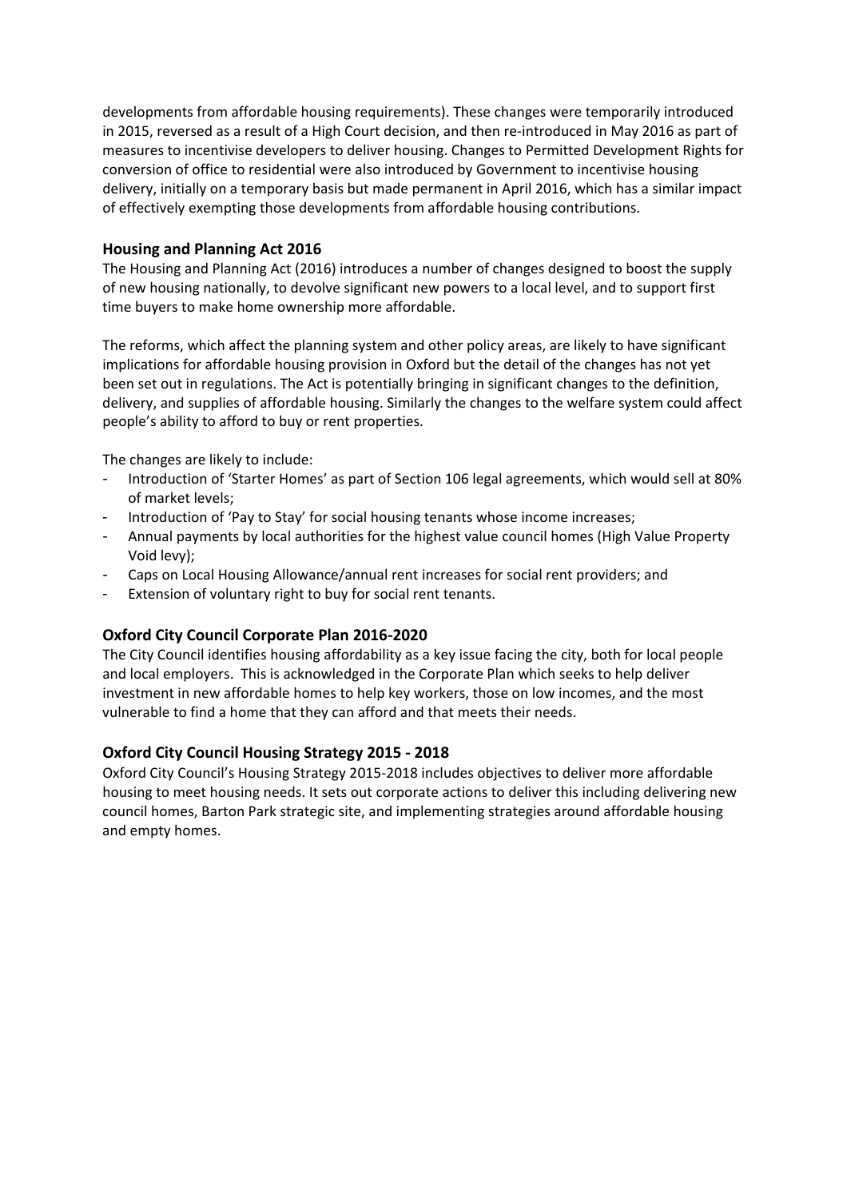developments from affordable housing requirements). These changes were temporarily introduced in 2015, reversed as a result of a High Court decision, and then re-introduced in May 2016 as part of measures to incentivise developers to deliver housing. Changes to Permitted Development Rights for conversion of office to residential were also introduced by Government to incentivise housing delivery, initially on a temporary basis but made permanent in April 2016, which has a similar impact of effectively exempting those developments from affordable housing contributions.

### Housing and Planning Act 2016

The Housing and Planning Act (2016) introduces a number of changes designed to boost the supply of new housing nationally, to devolve significant new powers to a local level, and to support first time buyers to make home ownership more affordable.

The reforms, which affect the planning system and other policy areas, are likely to have significant implications for affordable housing provision in Oxford but the detail of the changes has not yet been set out in regulations. The Act is potentially bringing in significant changes to the definition, delivery, and supplies of affordable housing. Similarly the changes to the welfare system could affect people's ability to afford to buy or rent properties.

The changes are likely to include:

- Introduction of 'Starter Homes' as part of Section 106 legal agreements, which would sell at 80% of market levels;
- Introduction of 'Pay to Stay' for social housing tenants whose income increases;
- Annual payments by local authorities for the highest value council homes (High Value Property Void levy);
- Caps on Local Housing Allowance/annual rent increases for social rent providers; and
- Extension of voluntary right to buy for social rent tenants.

### Oxford City Council Corporate Plan 2016-2020

The City Council identifies housing affordability as a key issue facing the city, both for local people and local employers. This is acknowledged in the Corporate Plan which seeks to help deliver investment in new affordable homes to help key workers, those on low incomes, and the most vulnerable to find a home that they can afford and that meets their needs.

### Oxford City Council Housing Strategy 2015 - 2018

Oxford City Council's Housing Strategy 2015-2018 includes objectives to deliver more affordable housing to meet housing needs. It sets out corporate actions to deliver this including delivering new council homes, Barton Park strategic site, and implementing strategies around affordable housing and empty homes.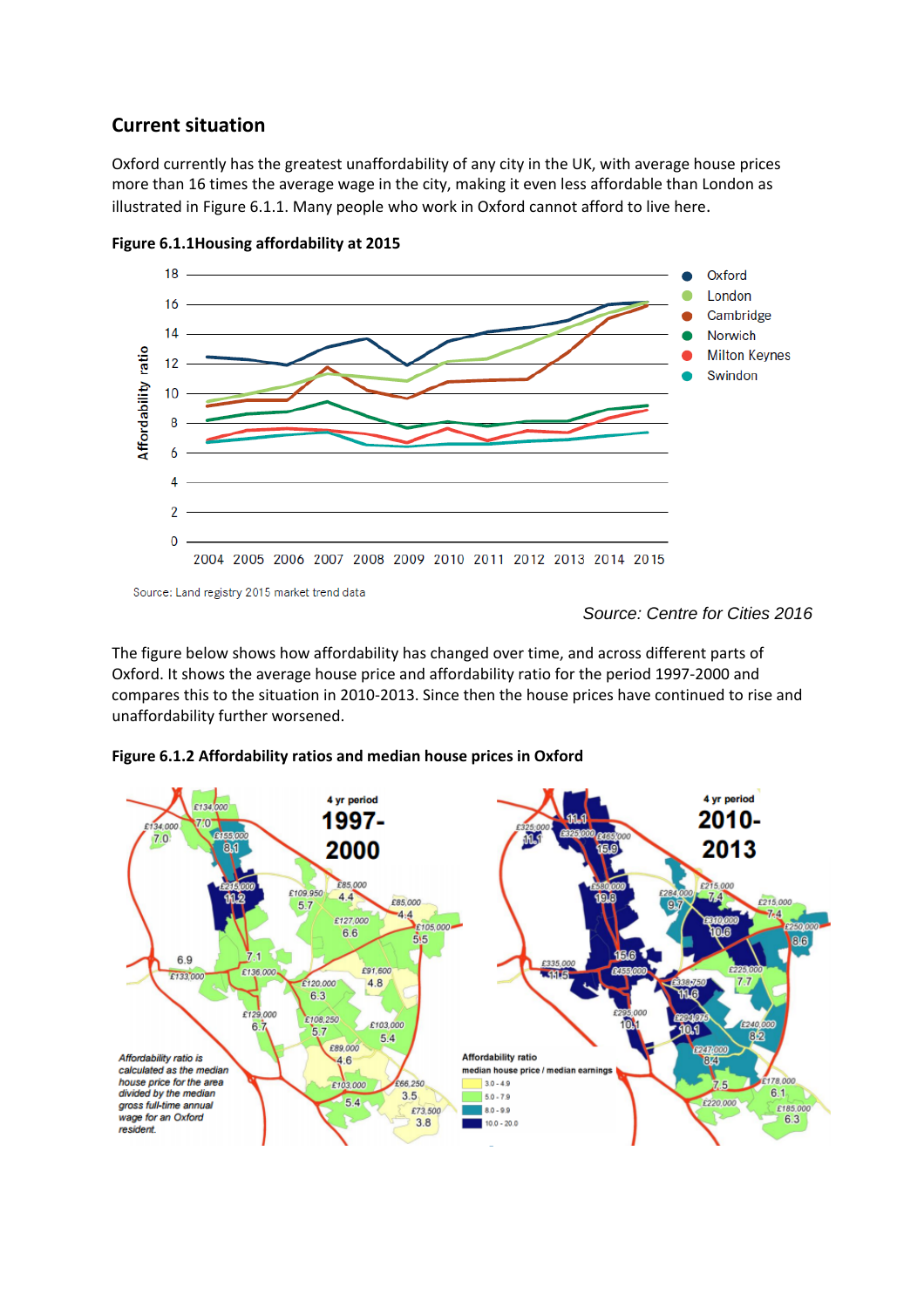## Current situation

Oxford currently has the greatest unaffordability of any city in the UK, with average house prices more than 16 times the average wage in the city, making it even less affordable than London as illustrated in Figure 6.1.1. Many people who work in Oxford cannot afford to live here.

**Figure 6.1.1Housing affordability at 2015**

Source: Land registry 2015 market trend data

*Source: Centre for Cities 2016*

The figure below shows how affordability has changed over time, and across different parts of Oxford. It shows the average house price and affordability ratio for the period 1997-2000 and compares this to the situation in 2010-2013. Since then the house prices have continued to rise and unaffordability further worsened.

**Figure 6.1.2 Affordability ratios and median house prices in Oxford**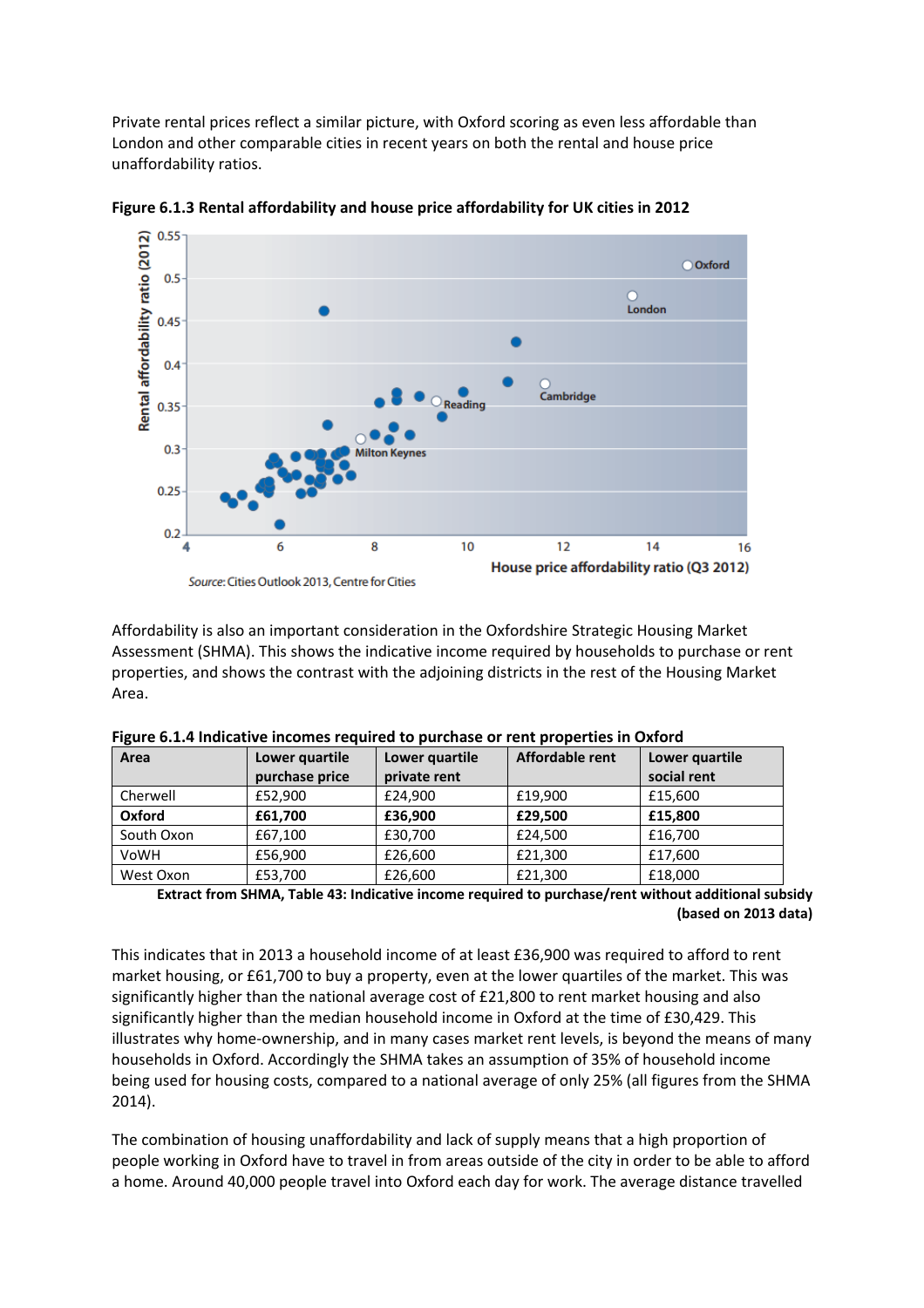Private rental prices reflect a similar picture, with Oxford scoring as even less affordable than London and other comparable cities in recent years on both the rental and house price unaffordability ratios.

**Figure 6.1.3 Rental affordability and house price affordability for UK cities in 2012**

*Source:* Cities Outlook 2013, Centre for Cities

Affordability is also an important consideration in the Oxfordshire Strategic Housing Market Assessment (SHMA). This shows the indicative income required by households to purchase or rent properties, and shows the contrast with the adjoining districts in the rest of the Housing Market Area.

**Figure 6.1.4 Indicative incomes required to purchase or rent properties in Oxford**

| Area | Lower quartile purchase price | Lower quartile private rent | Affordable rent | Lower quartile social rent |
|---|---|---|---|---|
| Cherwell | £52,900 | £24,900 | £19,900 | £15,600 |
| **Oxford** | **£61,700** | **£36,900** | **£29,500** | **£15,800** |
| South Oxon | £67,100 | £30,700 | £24,500 | £16,700 |
| VoWH | £56,900 | £26,600 | £21,300 | £17,600 |
| West Oxon | £53,700 | £26,600 | £21,300 | £18,000 |

**Extract from SHMA, Table 43: Indicative income required to purchase/rent without additional subsidy (based on 2013 data)**

This indicates that in 2013 a household income of at least £36,900 was required to afford to rent market housing, or £61,700 to buy a property, even at the lower quartiles of the market. This was significantly higher than the national average cost of £21,800 to rent market housing and also significantly higher than the median household income in Oxford at the time of £30,429. This illustrates why home-ownership, and in many cases market rent levels, is beyond the means of many households in Oxford. Accordingly the SHMA takes an assumption of 35% of household income being used for housing costs, compared to a national average of only 25% (all figures from the SHMA 2014).

The combination of housing unaffordability and lack of supply means that a high proportion of people working in Oxford have to travel in from areas outside of the city in order to be able to afford a home. Around 40,000 people travel into Oxford each day for work. The average distance travelled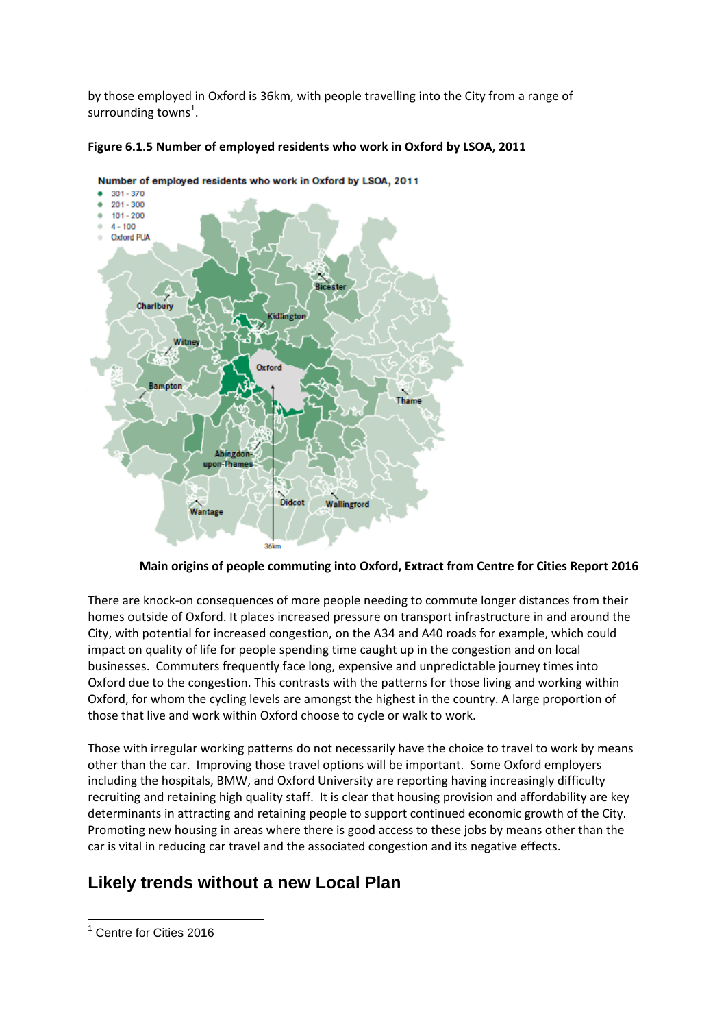by those employed in Oxford is 36km, with people travelling into the City from a range of surrounding towns[1].

**Figure 6.1.5 Number of employed residents who work in Oxford by LSOA, 2011**

**Main origins of people commuting into Oxford, Extract from Centre for Cities Report 2016**

There are knock-on consequences of more people needing to commute longer distances from their homes outside of Oxford. It places increased pressure on transport infrastructure in and around the City, with potential for increased congestion, on the A34 and A40 roads for example, which could impact on quality of life for people spending time caught up in the congestion and on local businesses. Commuters frequently face long, expensive and unpredictable journey times into Oxford due to the congestion. This contrasts with the patterns for those living and working within Oxford, for whom the cycling levels are amongst the highest in the country. A large proportion of those that live and work within Oxford choose to cycle or walk to work.

Those with irregular working patterns do not necessarily have the choice to travel to work by means other than the car. Improving those travel options will be important. Some Oxford employers including the hospitals, BMW, and Oxford University are reporting having increasingly difficulty recruiting and retaining high quality staff. It is clear that housing provision and affordability are key determinants in attracting and retaining people to support continued economic growth of the City. Promoting new housing in areas where there is good access to these jobs by means other than the car is vital in reducing car travel and the associated congestion and its negative effects.

## Likely trends without a new Local Plan

[1] Centre for Cities 2016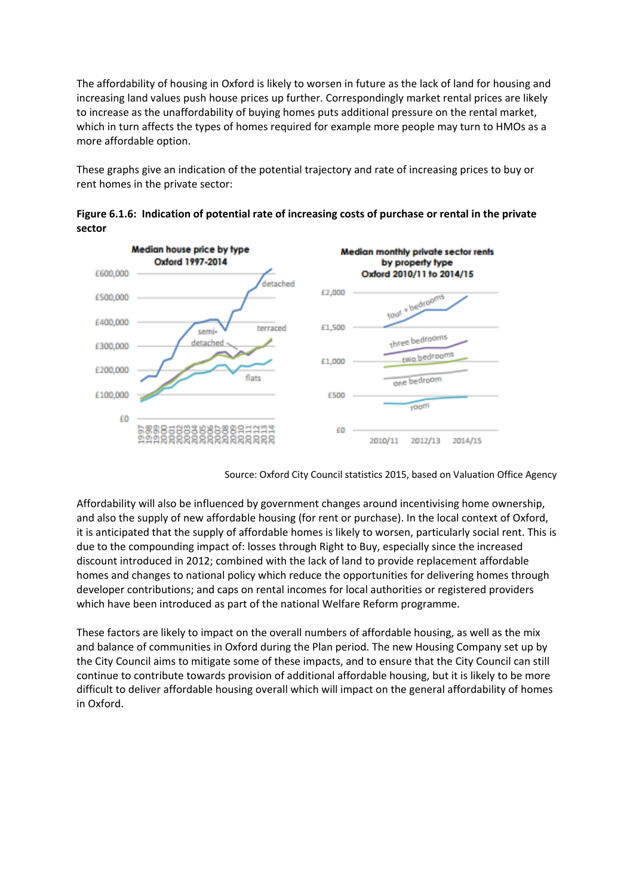The affordability of housing in Oxford is likely to worsen in future as the lack of land for housing and increasing land values push house prices up further. Correspondingly market rental prices are likely to increase as the unaffordability of buying homes puts additional pressure on the rental market, which in turn affects the types of homes required for example more people may turn to HMOs as a more affordable option.

These graphs give an indication of the potential trajectory and rate of increasing prices to buy or rent homes in the private sector:

**Figure 6.1.6: Indication of potential rate of increasing costs of purchase or rental in the private sector**

Source: Oxford City Council statistics 2015, based on Valuation Office Agency

Affordability will also be influenced by government changes around incentivising home ownership, and also the supply of new affordable housing (for rent or purchase). In the local context of Oxford, it is anticipated that the supply of affordable homes is likely to worsen, particularly social rent. This is due to the compounding impact of: losses through Right to Buy, especially since the increased discount introduced in 2012; combined with the lack of land to provide replacement affordable homes and changes to national policy which reduce the opportunities for delivering homes through developer contributions; and caps on rental incomes for local authorities or registered providers which have been introduced as part of the national Welfare Reform programme.

These factors are likely to impact on the overall numbers of affordable housing, as well as the mix and balance of communities in Oxford during the Plan period. The new Housing Company set up by the City Council aims to mitigate some of these impacts, and to ensure that the City Council can still continue to contribute towards provision of additional affordable housing, but it is likely to be more difficult to deliver affordable housing overall which will impact on the general affordability of homes in Oxford.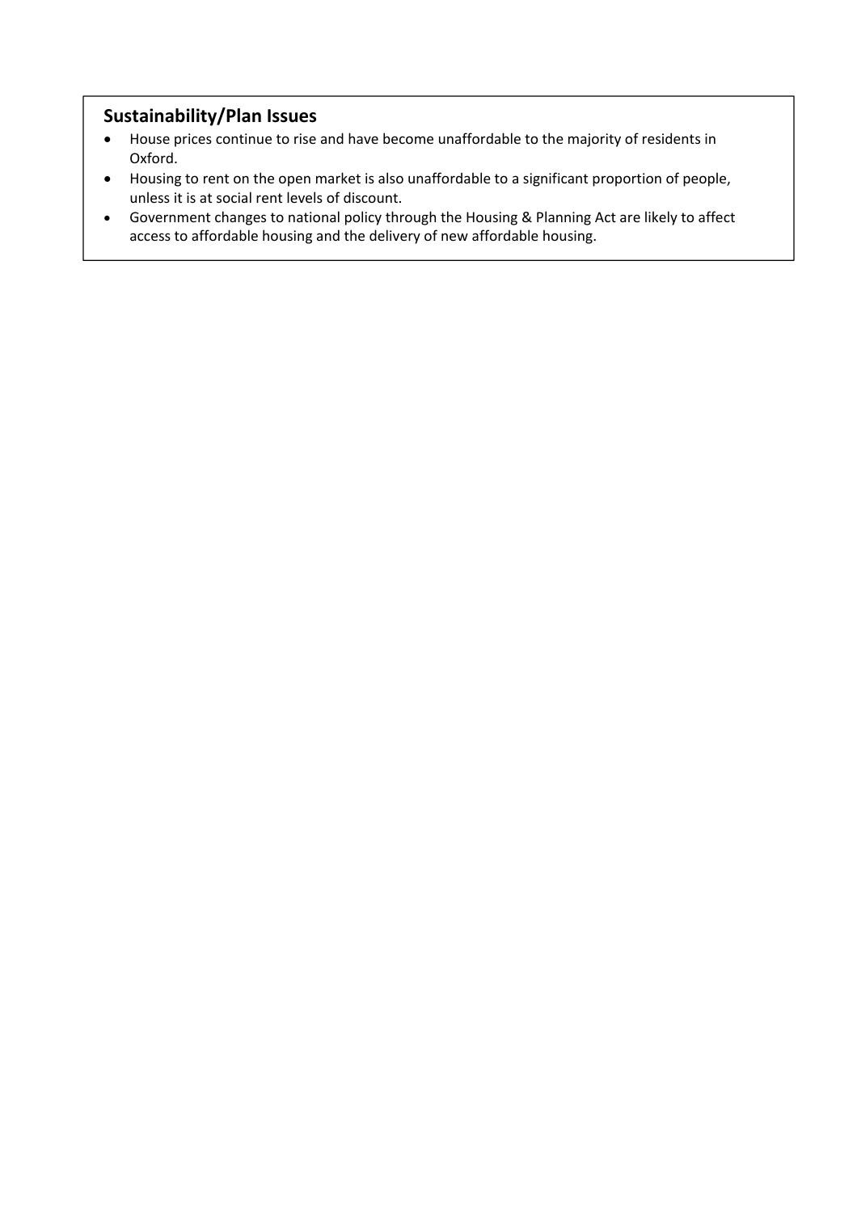## Sustainability/Plan Issues

- House prices continue to rise and have become unaffordable to the majority of residents in Oxford.
- Housing to rent on the open market is also unaffordable to a significant proportion of people, unless it is at social rent levels of discount.
- Government changes to national policy through the Housing & Planning Act are likely to affect access to affordable housing and the delivery of new affordable housing.